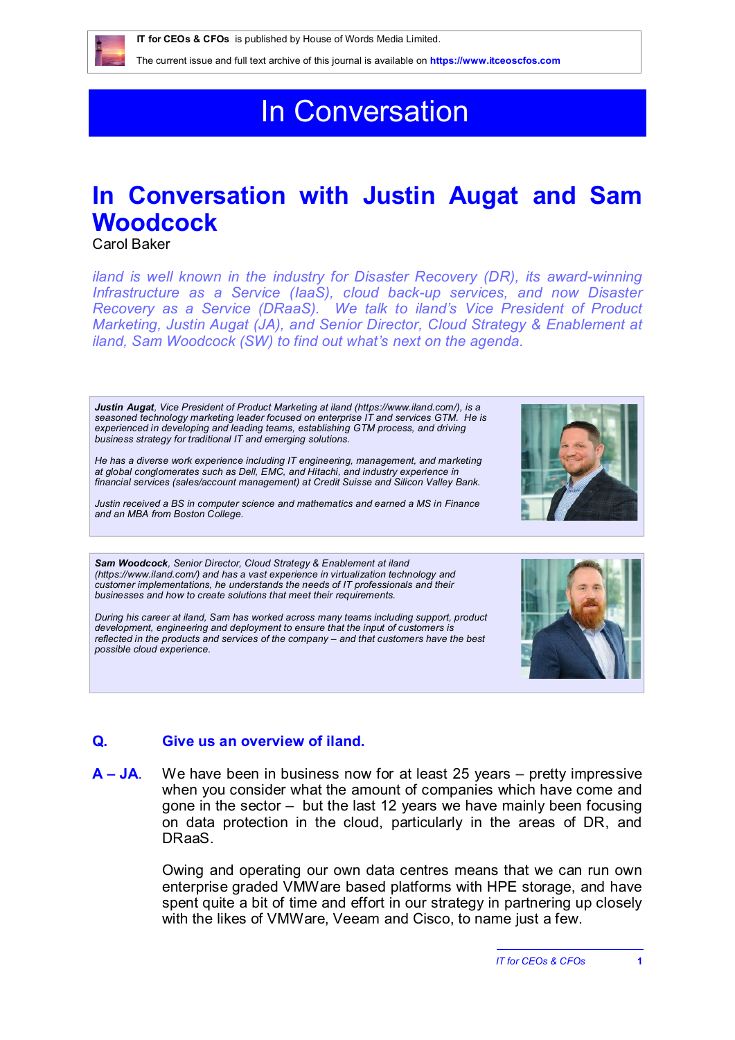**IT for CEOs & CFOs** is published by House of Words Media Limited.

The current issue and full text archive of this journal is available on **https://www.itceoscfos.com**

# In Conversation

## In Conversation with Justin Augat and Sam Woodcock

Carol Baker

*iland is well known in the industry for Disaster Recovery (DR), its award-winning Infrastructure as a Service (IaaS), cloud back-up services, and now Disaster Recovery as a Service (DRaaS). We talk to iland's Vice President of Product Marketing, Justin Augat (JA), and Senior Director, Cloud Strategy & Enablement at iland, Sam Woodcock (SW) to find out what's next on the agenda.*

***Justin Augat**, Vice President of Product Marketing at iland (https://www.iland.com/), is a seasoned technology marketing leader focused on enterprise IT and services GTM. He is experienced in developing and leading teams, establishing GTM process, and driving business strategy for traditional IT and emerging solutions.*

*He has a diverse work experience including IT engineering, management, and marketing at global conglomerates such as Dell, EMC, and Hitachi, and industry experience in financial services (sales/account management) at Credit Suisse and Silicon Valley Bank.*

*Justin received a BS in computer science and mathematics and earned a MS in Finance and an MBA from Boston College.*

***Sam Woodcock**, Senior Director, Cloud Strategy & Enablement at iland (https://www.iland.com/) and has a vast experience in virtualization technology and customer implementations, he understands the needs of IT professionals and their businesses and how to create solutions that meet their requirements.*

*During his career at iland, Sam has worked across many teams including support, product development, engineering and deployment to ensure that the input of customers is reflected in the products and services of the company – and that customers have the best possible cloud experience.*

**Q. Give us an overview of iland.**

**A – JA.** We have been in business now for at least 25 years – pretty impressive when you consider what the amount of companies which have come and gone in the sector – but the last 12 years we have mainly been focusing on data protection in the cloud, particularly in the areas of DR, and DRaaS.

Owing and operating our own data centres means that we can run own enterprise graded VMWare based platforms with HPE storage, and have spent quite a bit of time and effort in our strategy in partnering up closely with the likes of VMWare, Veeam and Cisco, to name just a few.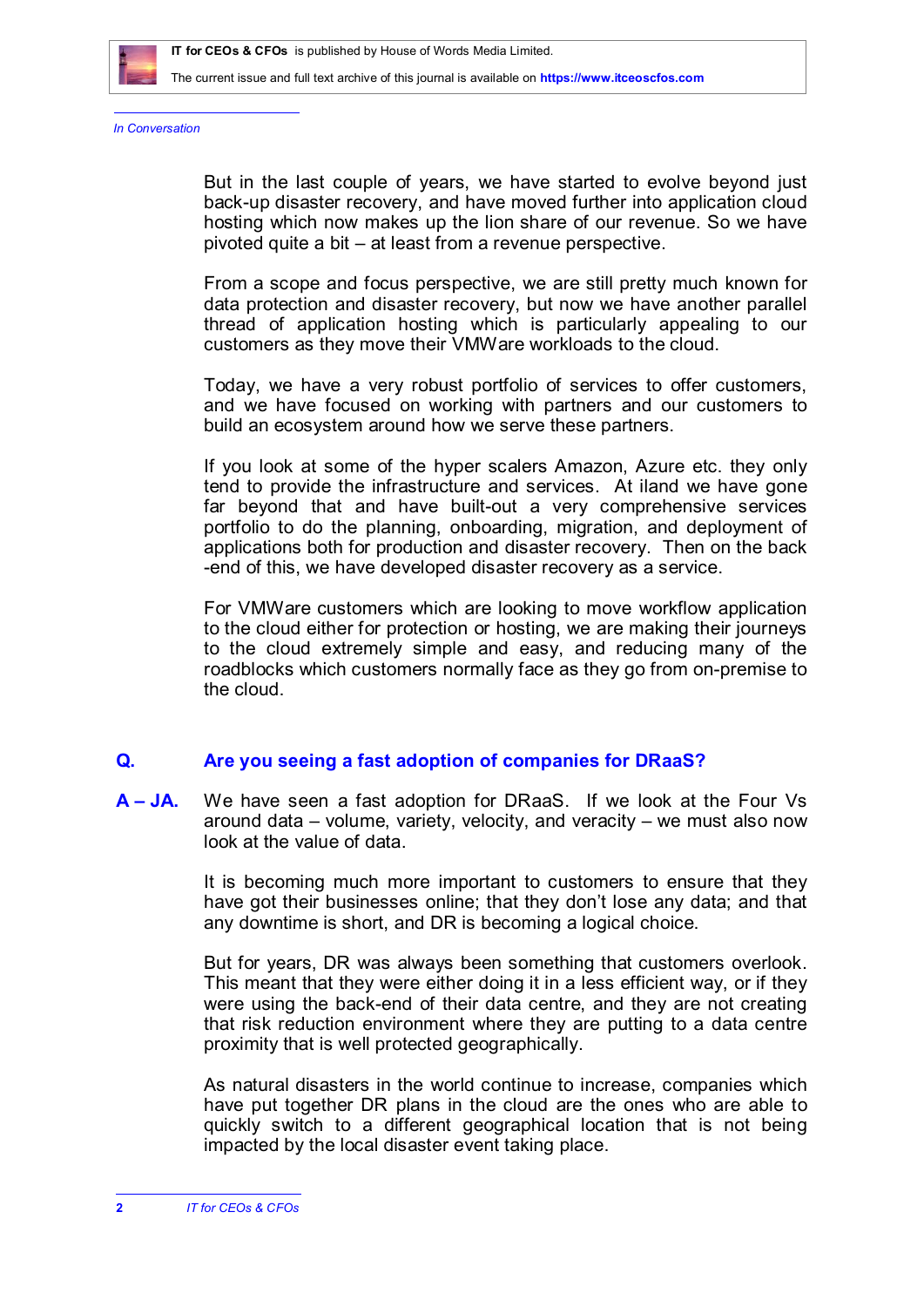But in the last couple of years, we have started to evolve beyond just back-up disaster recovery, and have moved further into application cloud hosting which now makes up the lion share of our revenue. So we have pivoted quite a bit – at least from a revenue perspective.

From a scope and focus perspective, we are still pretty much known for data protection and disaster recovery, but now we have another parallel thread of application hosting which is particularly appealing to our customers as they move their VMWare workloads to the cloud.

Today, we have a very robust portfolio of services to offer customers, and we have focused on working with partners and our customers to build an ecosystem around how we serve these partners.

If you look at some of the hyper scalers Amazon, Azure etc. they only tend to provide the infrastructure and services. At iland we have gone far beyond that and have built-out a very comprehensive services portfolio to do the planning, onboarding, migration, and deployment of applications both for production and disaster recovery. Then on the back -end of this, we have developed disaster recovery as a service.

For VMWare customers which are looking to move workflow application to the cloud either for protection or hosting, we are making their journeys to the cloud extremely simple and easy, and reducing many of the roadblocks which customers normally face as they go from on-premise to the cloud.

**Q.** **Are you seeing a fast adoption of companies for DRaaS?**

**A – JA.** We have seen a fast adoption for DRaaS. If we look at the Four Vs around data – volume, variety, velocity, and veracity – we must also now look at the value of data.

It is becoming much more important to customers to ensure that they have got their businesses online; that they don't lose any data; and that any downtime is short, and DR is becoming a logical choice.

But for years, DR was always been something that customers overlook. This meant that they were either doing it in a less efficient way, or if they were using the back-end of their data centre, and they are not creating that risk reduction environment where they are putting to a data centre proximity that is well protected geographically.

As natural disasters in the world continue to increase, companies which have put together DR plans in the cloud are the ones who are able to quickly switch to a different geographical location that is not being impacted by the local disaster event taking place.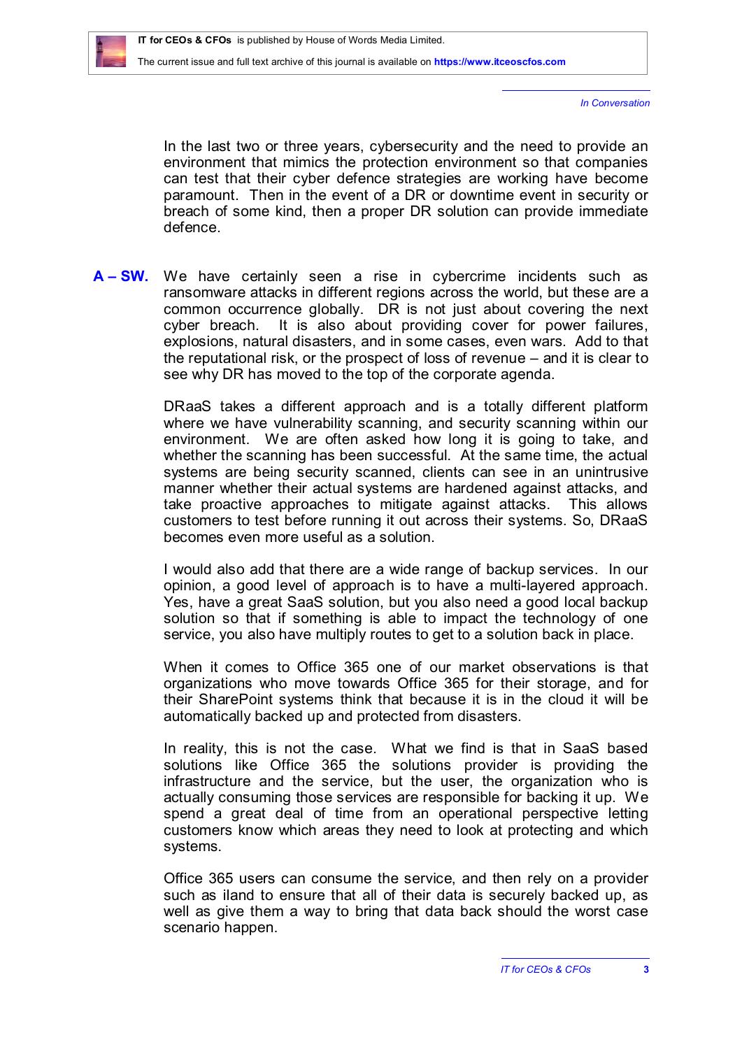In the last two or three years, cybersecurity and the need to provide an environment that mimics the protection environment so that companies can test that their cyber defence strategies are working have become paramount. Then in the event of a DR or downtime event in security or breach of some kind, then a proper DR solution can provide immediate defence.

**A – SW.** We have certainly seen a rise in cybercrime incidents such as ransomware attacks in different regions across the world, but these are a common occurrence globally. DR is not just about covering the next cyber breach. It is also about providing cover for power failures, explosions, natural disasters, and in some cases, even wars. Add to that the reputational risk, or the prospect of loss of revenue – and it is clear to see why DR has moved to the top of the corporate agenda.

DRaaS takes a different approach and is a totally different platform where we have vulnerability scanning, and security scanning within our environment. We are often asked how long it is going to take, and whether the scanning has been successful. At the same time, the actual systems are being security scanned, clients can see in an unintrusive manner whether their actual systems are hardened against attacks, and take proactive approaches to mitigate against attacks. This allows customers to test before running it out across their systems. So, DRaaS becomes even more useful as a solution.

I would also add that there are a wide range of backup services. In our opinion, a good level of approach is to have a multi-layered approach. Yes, have a great SaaS solution, but you also need a good local backup solution so that if something is able to impact the technology of one service, you also have multiply routes to get to a solution back in place.

When it comes to Office 365 one of our market observations is that organizations who move towards Office 365 for their storage, and for their SharePoint systems think that because it is in the cloud it will be automatically backed up and protected from disasters.

In reality, this is not the case. What we find is that in SaaS based solutions like Office 365 the solutions provider is providing the infrastructure and the service, but the user, the organization who is actually consuming those services are responsible for backing it up. We spend a great deal of time from an operational perspective letting customers know which areas they need to look at protecting and which systems.

Office 365 users can consume the service, and then rely on a provider such as iland to ensure that all of their data is securely backed up, as well as give them a way to bring that data back should the worst case scenario happen.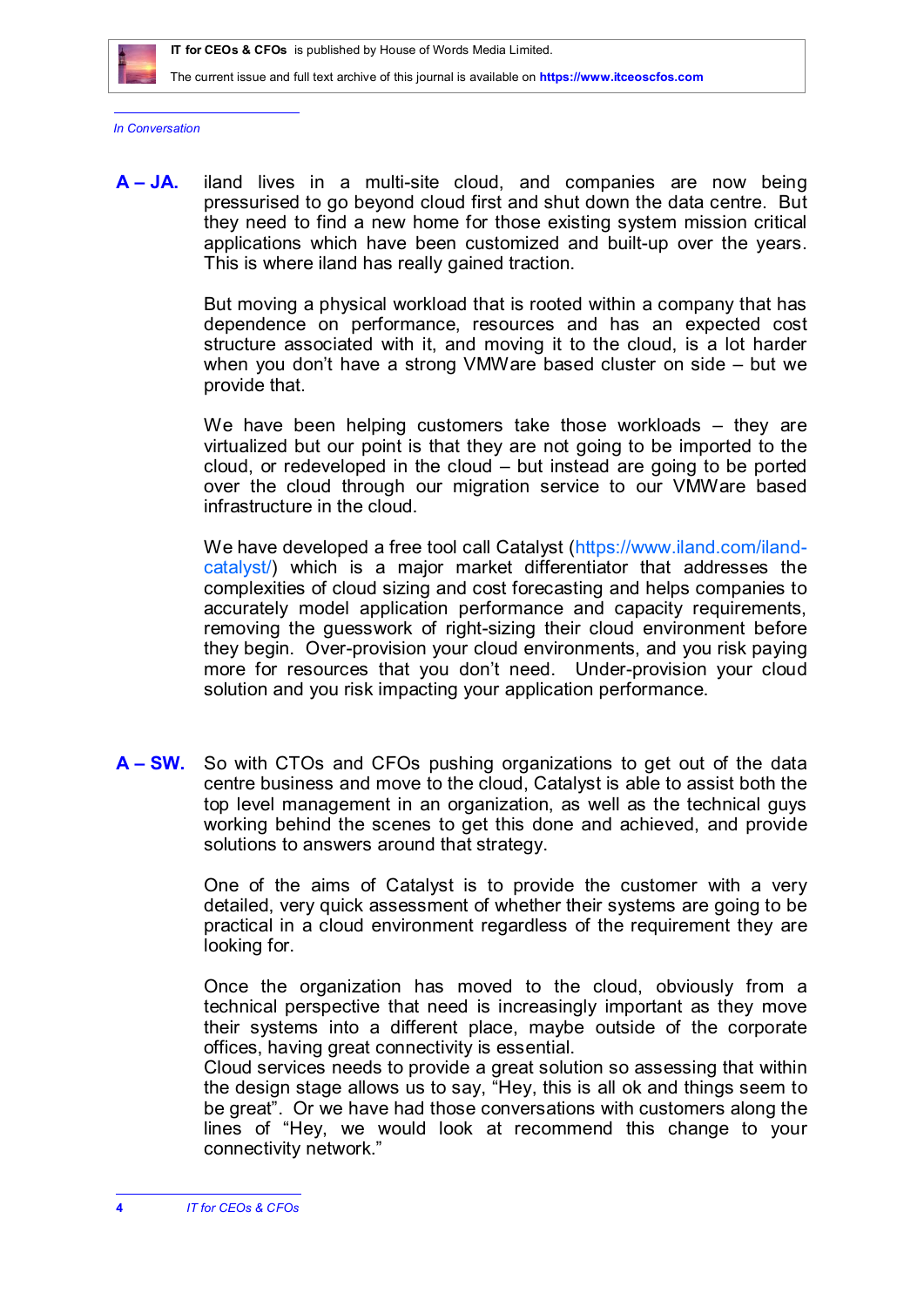*In Conversation*

**A – JA.** iland lives in a multi-site cloud, and companies are now being pressurised to go beyond cloud first and shut down the data centre. But they need to find a new home for those existing system mission critical applications which have been customized and built-up over the years. This is where iland has really gained traction.

But moving a physical workload that is rooted within a company that has dependence on performance, resources and has an expected cost structure associated with it, and moving it to the cloud, is a lot harder when you don't have a strong VMWare based cluster on side – but we provide that.

We have been helping customers take those workloads – they are virtualized but our point is that they are not going to be imported to the cloud, or redeveloped in the cloud – but instead are going to be ported over the cloud through our migration service to our VMWare based infrastructure in the cloud.

We have developed a free tool call Catalyst (https://www.iland.com/iland-catalyst/) which is a major market differentiator that addresses the complexities of cloud sizing and cost forecasting and helps companies to accurately model application performance and capacity requirements, removing the guesswork of right-sizing their cloud environment before they begin. Over-provision your cloud environments, and you risk paying more for resources that you don't need. Under-provision your cloud solution and you risk impacting your application performance.

**A – SW.** So with CTOs and CFOs pushing organizations to get out of the data centre business and move to the cloud, Catalyst is able to assist both the top level management in an organization, as well as the technical guys working behind the scenes to get this done and achieved, and provide solutions to answers around that strategy.

One of the aims of Catalyst is to provide the customer with a very detailed, very quick assessment of whether their systems are going to be practical in a cloud environment regardless of the requirement they are looking for.

Once the organization has moved to the cloud, obviously from a technical perspective that need is increasingly important as they move their systems into a different place, maybe outside of the corporate offices, having great connectivity is essential.
Cloud services needs to provide a great solution so assessing that within the design stage allows us to say, "Hey, this is all ok and things seem to be great". Or we have had those conversations with customers along the lines of "Hey, we would look at recommend this change to your connectivity network."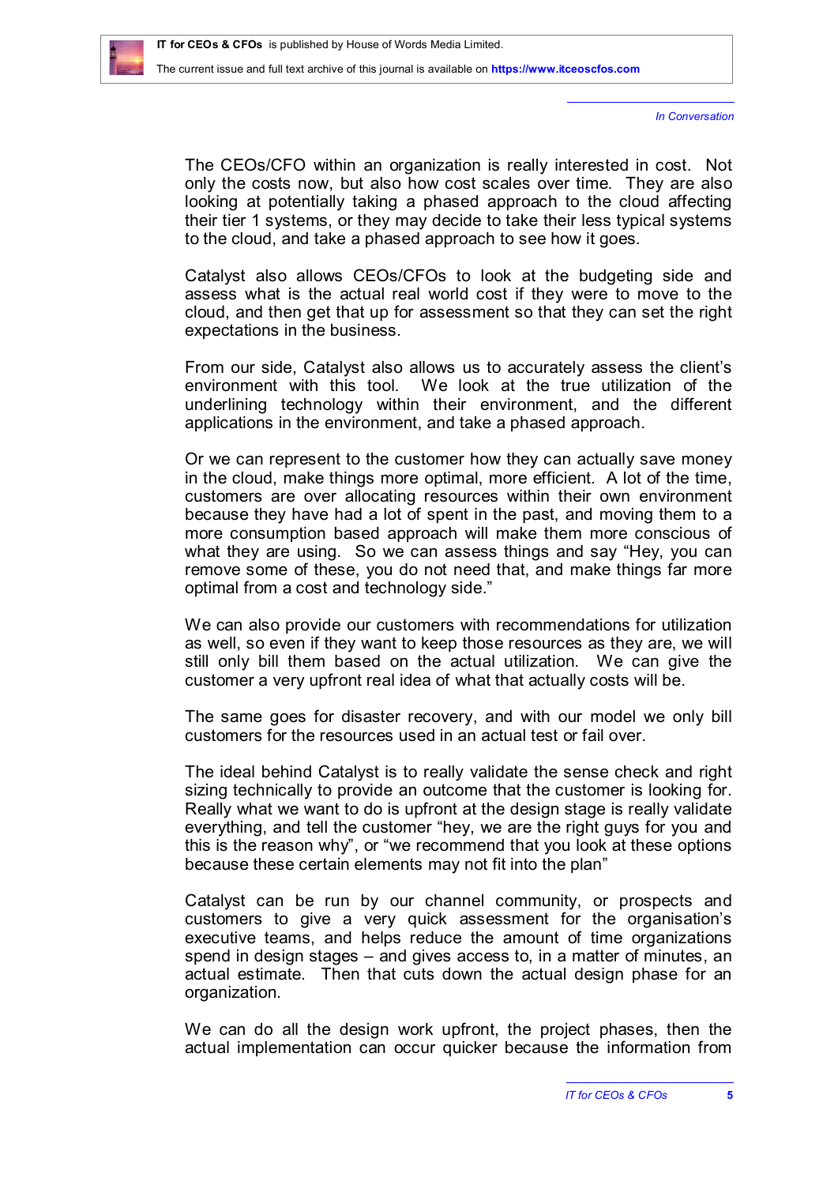The CEOs/CFO within an organization is really interested in cost. Not only the costs now, but also how cost scales over time. They are also looking at potentially taking a phased approach to the cloud affecting their tier 1 systems, or they may decide to take their less typical systems to the cloud, and take a phased approach to see how it goes.

Catalyst also allows CEOs/CFOs to look at the budgeting side and assess what is the actual real world cost if they were to move to the cloud, and then get that up for assessment so that they can set the right expectations in the business.

From our side, Catalyst also allows us to accurately assess the client's environment with this tool. We look at the true utilization of the underlining technology within their environment, and the different applications in the environment, and take a phased approach.

Or we can represent to the customer how they can actually save money in the cloud, make things more optimal, more efficient. A lot of the time, customers are over allocating resources within their own environment because they have had a lot of spent in the past, and moving them to a more consumption based approach will make them more conscious of what they are using. So we can assess things and say "Hey, you can remove some of these, you do not need that, and make things far more optimal from a cost and technology side."

We can also provide our customers with recommendations for utilization as well, so even if they want to keep those resources as they are, we will still only bill them based on the actual utilization. We can give the customer a very upfront real idea of what that actually costs will be.

The same goes for disaster recovery, and with our model we only bill customers for the resources used in an actual test or fail over.

The ideal behind Catalyst is to really validate the sense check and right sizing technically to provide an outcome that the customer is looking for. Really what we want to do is upfront at the design stage is really validate everything, and tell the customer "hey, we are the right guys for you and this is the reason why", or "we recommend that you look at these options because these certain elements may not fit into the plan"

Catalyst can be run by our channel community, or prospects and customers to give a very quick assessment for the organisation's executive teams, and helps reduce the amount of time organizations spend in design stages – and gives access to, in a matter of minutes, an actual estimate. Then that cuts down the actual design phase for an organization.

We can do all the design work upfront, the project phases, then the actual implementation can occur quicker because the information from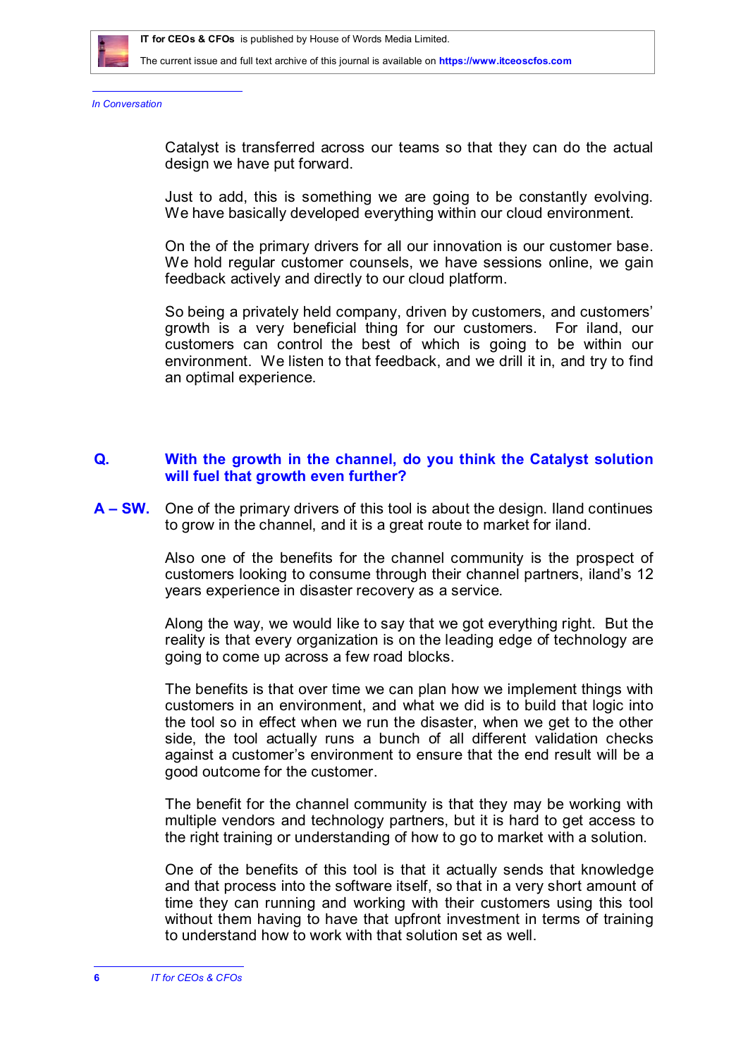*In Conversation*

Catalyst is transferred across our teams so that they can do the actual design we have put forward.

Just to add, this is something we are going to be constantly evolving. We have basically developed everything within our cloud environment.

On the of the primary drivers for all our innovation is our customer base. We hold regular customer counsels, we have sessions online, we gain feedback actively and directly to our cloud platform.

So being a privately held company, driven by customers, and customers' growth is a very beneficial thing for our customers. For iland, our customers can control the best of which is going to be within our environment. We listen to that feedback, and we drill it in, and try to find an optimal experience.

**Q. With the growth in the channel, do you think the Catalyst solution will fuel that growth even further?**

**A – SW.** One of the primary drivers of this tool is about the design. Iland continues to grow in the channel, and it is a great route to market for iland.

Also one of the benefits for the channel community is the prospect of customers looking to consume through their channel partners, iland's 12 years experience in disaster recovery as a service.

Along the way, we would like to say that we got everything right. But the reality is that every organization is on the leading edge of technology are going to come up across a few road blocks.

The benefits is that over time we can plan how we implement things with customers in an environment, and what we did is to build that logic into the tool so in effect when we run the disaster, when we get to the other side, the tool actually runs a bunch of all different validation checks against a customer's environment to ensure that the end result will be a good outcome for the customer.

The benefit for the channel community is that they may be working with multiple vendors and technology partners, but it is hard to get access to the right training or understanding of how to go to market with a solution.

One of the benefits of this tool is that it actually sends that knowledge and that process into the software itself, so that in a very short amount of time they can running and working with their customers using this tool without them having to have that upfront investment in terms of training to understand how to work with that solution set as well.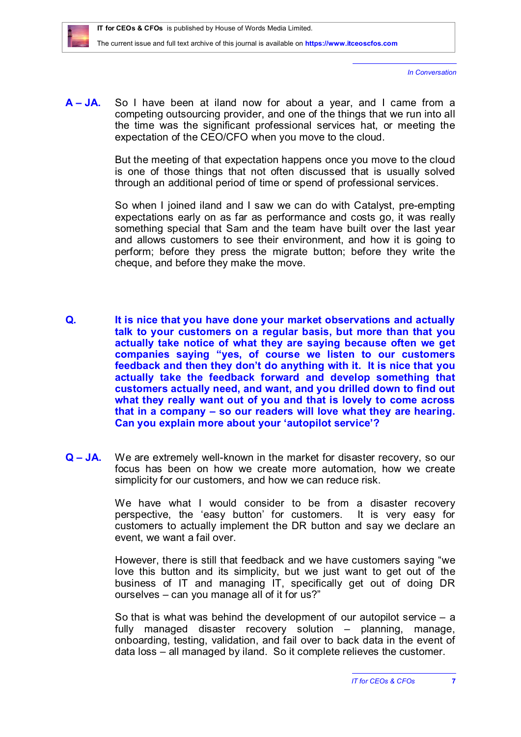**A – JA.** So I have been at iland now for about a year, and I came from a competing outsourcing provider, and one of the things that we run into all the time was the significant professional services hat, or meeting the expectation of the CEO/CFO when you move to the cloud.

But the meeting of that expectation happens once you move to the cloud is one of those things that not often discussed that is usually solved through an additional period of time or spend of professional services.

So when I joined iland and I saw we can do with Catalyst, pre-empting expectations early on as far as performance and costs go, it was really something special that Sam and the team have built over the last year and allows customers to see their environment, and how it is going to perform; before they press the migrate button; before they write the cheque, and before they make the move.

**Q. It is nice that you have done your market observations and actually talk to your customers on a regular basis, but more than that you actually take notice of what they are saying because often we get companies saying "yes, of course we listen to our customers feedback and then they don't do anything with it. It is nice that you actually take the feedback forward and develop something that customers actually need, and want, and you drilled down to find out what they really want out of you and that is lovely to come across that in a company – so our readers will love what they are hearing. Can you explain more about your 'autopilot service'?**

**Q – JA.** We are extremely well-known in the market for disaster recovery, so our focus has been on how we create more automation, how we create simplicity for our customers, and how we can reduce risk.

We have what I would consider to be from a disaster recovery perspective, the 'easy button' for customers. It is very easy for customers to actually implement the DR button and say we declare an event, we want a fail over.

However, there is still that feedback and we have customers saying "we love this button and its simplicity, but we just want to get out of the business of IT and managing IT, specifically get out of doing DR ourselves – can you manage all of it for us?"

So that is what was behind the development of our autopilot service – a fully managed disaster recovery solution – planning, manage, onboarding, testing, validation, and fail over to back data in the event of data loss – all managed by iland. So it complete relieves the customer.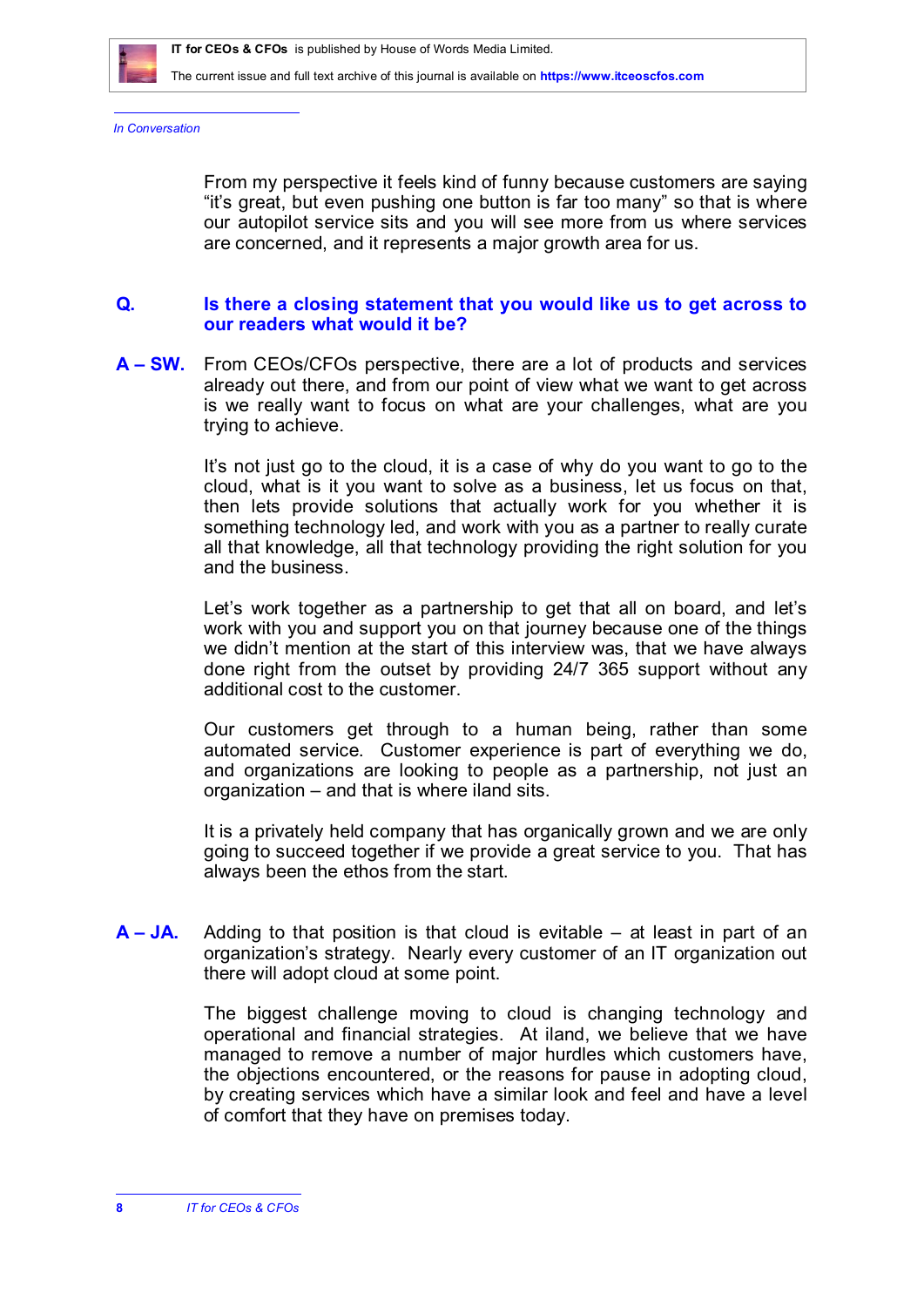*In Conversation*

From my perspective it feels kind of funny because customers are saying "it's great, but even pushing one button is far too many" so that is where our autopilot service sits and you will see more from us where services are concerned, and it represents a major growth area for us.

**Q. Is there a closing statement that you would like us to get across to our readers what would it be?**

**A – SW.** From CEOs/CFOs perspective, there are a lot of products and services already out there, and from our point of view what we want to get across is we really want to focus on what are your challenges, what are you trying to achieve.

It's not just go to the cloud, it is a case of why do you want to go to the cloud, what is it you want to solve as a business, let us focus on that, then lets provide solutions that actually work for you whether it is something technology led, and work with you as a partner to really curate all that knowledge, all that technology providing the right solution for you and the business.

Let's work together as a partnership to get that all on board, and let's work with you and support you on that journey because one of the things we didn't mention at the start of this interview was, that we have always done right from the outset by providing 24/7 365 support without any additional cost to the customer.

Our customers get through to a human being, rather than some automated service. Customer experience is part of everything we do, and organizations are looking to people as a partnership, not just an organization – and that is where iland sits.

It is a privately held company that has organically grown and we are only going to succeed together if we provide a great service to you. That has always been the ethos from the start.

**A – JA.** Adding to that position is that cloud is evitable – at least in part of an organization's strategy. Nearly every customer of an IT organization out there will adopt cloud at some point.

The biggest challenge moving to cloud is changing technology and operational and financial strategies. At iland, we believe that we have managed to remove a number of major hurdles which customers have, the objections encountered, or the reasons for pause in adopting cloud, by creating services which have a similar look and feel and have a level of comfort that they have on premises today.